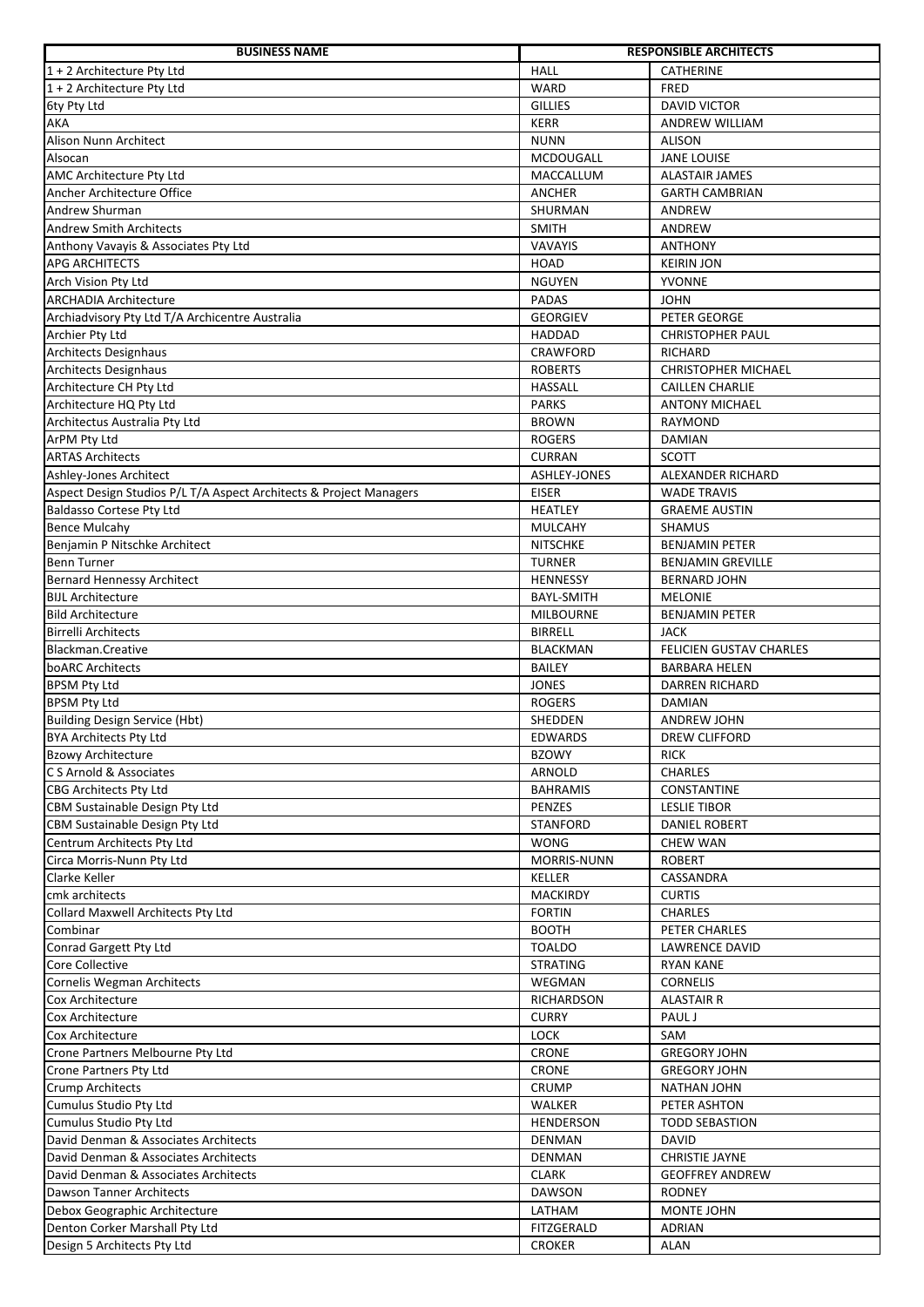| BUSINESS NAME | RESPONSIBLE ARCHITECTS | |
|---|---|---|
| 1 + 2 Architecture Pty Ltd | HALL | CATHERINE |
| 1 + 2 Architecture Pty Ltd | WARD | FRED |
| 6ty Pty Ltd | GILLIES | DAVID VICTOR |
| AKA | KERR | ANDREW WILLIAM |
| Alison Nunn Architect | NUNN | ALISON |
| Alsocan | MCDOUGALL | JANE LOUISE |
| AMC Architecture Pty Ltd | MACCALLUM | ALASTAIR JAMES |
| Ancher Architecture Office | ANCHER | GARTH CAMBRIAN |
| Andrew Shurman | SHURMAN | ANDREW |
| Andrew Smith Architects | SMITH | ANDREW |
| Anthony Vavayis & Associates Pty Ltd | VAVAYIS | ANTHONY |
| APG ARCHITECTS | HOAD | KEIRIN JON |
| Arch Vision Pty Ltd | NGUYEN | YVONNE |
| ARCHADIA Architecture | PADAS | JOHN |
| Archiadvisory Pty Ltd T/A Archicentre Australia | GEORGIEV | PETER GEORGE |
| Archier Pty Ltd | HADDAD | CHRISTOPHER PAUL |
| Architects Designhaus | CRAWFORD | RICHARD |
| Architects Designhaus | ROBERTS | CHRISTOPHER MICHAEL |
| Architecture CH Pty Ltd | HASSALL | CAILLEN CHARLIE |
| Architecture HQ Pty Ltd | PARKS | ANTONY MICHAEL |
| Architectus Australia Pty Ltd | BROWN | RAYMOND |
| ArPM Pty Ltd | ROGERS | DAMIAN |
| ARTAS Architects | CURRAN | SCOTT |
| Ashley-Jones Architect | ASHLEY-JONES | ALEXANDER RICHARD |
| Aspect Design Studios P/L T/A Aspect Architects & Project Managers | EISER | WADE TRAVIS |
| Baldasso Cortese Pty Ltd | HEATLEY | GRAEME AUSTIN |
| Bence Mulcahy | MULCAHY | SHAMUS |
| Benjamin P Nitschke Architect | NITSCHKE | BENJAMIN PETER |
| Benn Turner | TURNER | BENJAMIN GREVILLE |
| Bernard Hennessy Architect | HENNESSY | BERNARD JOHN |
| BIJL Architecture | BAYL-SMITH | MELONIE |
| Bild Architecture | MILBOURNE | BENJAMIN PETER |
| Birrelli Architects | BIRRELL | JACK |
| Blackman.Creative | BLACKMAN | FELICIEN GUSTAV CHARLES |
| boARC Architects | BAILEY | BARBARA HELEN |
| BPSM Pty Ltd | JONES | DARREN RICHARD |
| BPSM Pty Ltd | ROGERS | DAMIAN |
| Building Design Service (Hbt) | SHEDDEN | ANDREW JOHN |
| BYA Architects Pty Ltd | EDWARDS | DREW CLIFFORD |
| Bzowy Architecture | BZOWY | RICK |
| C S Arnold & Associates | ARNOLD | CHARLES |
| CBG Architects Pty Ltd | BAHRAMIS | CONSTANTINE |
| CBM Sustainable Design Pty Ltd | PENZES | LESLIE TIBOR |
| CBM Sustainable Design Pty Ltd | STANFORD | DANIEL ROBERT |
| Centrum Architects Pty Ltd | WONG | CHEW WAN |
| Circa Morris-Nunn Pty Ltd | MORRIS-NUNN | ROBERT |
| Clarke Keller | KELLER | CASSANDRA |
| cmk architects | MACKIRDY | CURTIS |
| Collard Maxwell Architects Pty Ltd | FORTIN | CHARLES |
| Combinar | BOOTH | PETER CHARLES |
| Conrad Gargett Pty Ltd | TOALDO | LAWRENCE DAVID |
| Core Collective | STRATING | RYAN KANE |
| Cornelis Wegman Architects | WEGMAN | CORNELIS |
| Cox Architecture | RICHARDSON | ALASTAIR R |
| Cox Architecture | CURRY | PAUL J |
| Cox Architecture | LOCK | SAM |
| Crone Partners Melbourne Pty Ltd | CRONE | GREGORY JOHN |
| Crone Partners Pty Ltd | CRONE | GREGORY JOHN |
| Crump Architects | CRUMP | NATHAN JOHN |
| Cumulus Studio Pty Ltd | WALKER | PETER ASHTON |
| Cumulus Studio Pty Ltd | HENDERSON | TODD SEBASTION |
| David Denman & Associates Architects | DENMAN | DAVID |
| David Denman & Associates Architects | DENMAN | CHRISTIE JAYNE |
| David Denman & Associates Architects | CLARK | GEOFFREY ANDREW |
| Dawson Tanner Architects | DAWSON | RODNEY |
| Debox Geographic Architecture | LATHAM | MONTE JOHN |
| Denton Corker Marshall Pty Ltd | FITZGERALD | ADRIAN |
| Design 5 Architects Pty Ltd | CROKER | ALAN |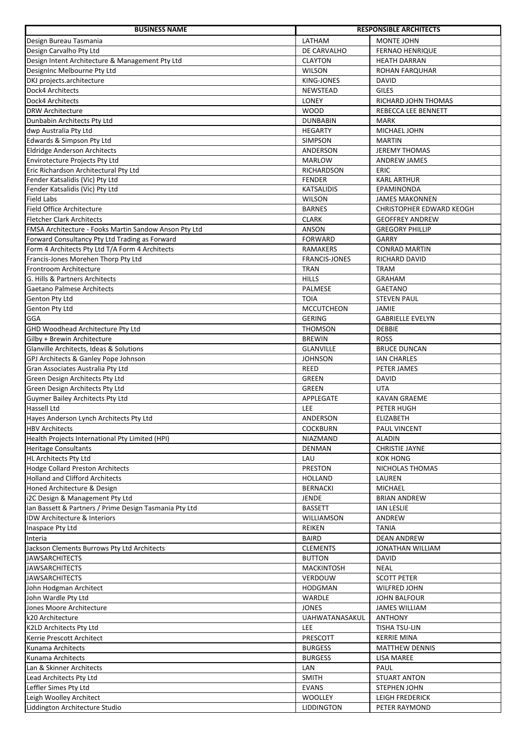| BUSINESS NAME | RESPONSIBLE ARCHITECTS | |
|---|---|---|
| Design Bureau Tasmania | LATHAM | MONTE JOHN |
| Design Carvalho Pty Ltd | DE CARVALHO | FERNAO HENRIQUE |
| Design Intent Architecture & Management Pty Ltd | CLAYTON | HEATH DARRAN |
| DesignInc Melbourne Pty Ltd | WILSON | ROHAN FARQUHAR |
| DKJ projects.architecture | KING-JONES | DAVID |
| Dock4 Architects | NEWSTEAD | GILES |
| Dock4 Architects | LONEY | RICHARD JOHN THOMAS |
| DRW Architecture | WOOD | REBECCA LEE BENNETT |
| Dunbabin Architects Pty Ltd | DUNBABIN | MARK |
| dwp Australia Pty Ltd | HEGARTY | MICHAEL JOHN |
| Edwards & Simpson Pty Ltd | SIMPSON | MARTIN |
| Eldridge Anderson Architects | ANDERSON | JEREMY THOMAS |
| Envirotecture Projects Pty Ltd | MARLOW | ANDREW JAMES |
| Eric Richardson Architectural Pty Ltd | RICHARDSON | ERIC |
| Fender Katsalidis (Vic) Pty Ltd | FENDER | KARL ARTHUR |
| Fender Katsalidis (Vic) Pty Ltd | KATSALIDIS | EPAMINONDA |
| Field Labs | WILSON | JAMES MAKONNEN |
| Field Office Architecture | BARNES | CHRISTOPHER EDWARD KEOGH |
| Fletcher Clark Architects | CLARK | GEOFFREY ANDREW |
| FMSA Architecture - Fooks Martin Sandow Anson Pty Ltd | ANSON | GREGORY PHILLIP |
| Forward Consultancy Pty Ltd Trading as Forward | FORWARD | GARRY |
| Form 4 Architects Pty Ltd T/A Form 4 Architects | RAMAKERS | CONRAD MARTIN |
| Francis-Jones Morehen Thorp Pty Ltd | FRANCIS-JONES | RICHARD DAVID |
| Frontroom Architecture | TRAN | TRAM |
| G. Hills & Partners Architects | HILLS | GRAHAM |
| Gaetano Palmese Architects | PALMESE | GAETANO |
| Genton Pty Ltd | TOIA | STEVEN PAUL |
| Genton Pty Ltd | MCCUTCHEON | JAMIE |
| GGA | GERING | GABRIELLE EVELYN |
| GHD Woodhead Architecture Pty Ltd | THOMSON | DEBBIE |
| Gilby + Brewin Architecture | BREWIN | ROSS |
| Glanville Architects, Ideas & Solutions | GLANVILLE | BRUCE DUNCAN |
| GPJ Architects & Ganley Pope Johnson | JOHNSON | IAN CHARLES |
| Gran Associates Australia Pty Ltd | REED | PETER JAMES |
| Green Design Architects Pty Ltd | GREEN | DAVID |
| Green Design Architects Pty Ltd | GREEN | UTA |
| Guymer Bailey Architects Pty Ltd | APPLEGATE | KAVAN GRAEME |
| Hassell Ltd | LEE | PETER HUGH |
| Hayes Anderson Lynch Architects Pty Ltd | ANDERSON | ELIZABETH |
| HBV Architects | COCKBURN | PAUL VINCENT |
| Health Projects International Pty Limited (HPI) | NIAZMAND | ALADIN |
| Heritage Consultants | DENMAN | CHRISTIE JAYNE |
| HL Architects Pty Ltd | LAU | KOK HONG |
| Hodge Collard Preston Architects | PRESTON | NICHOLAS THOMAS |
| Holland and Clifford Architects | HOLLAND | LAUREN |
| Honed Architecture & Design | BERNACKI | MICHAEL |
| i2C Design & Management Pty Ltd | JENDE | BRIAN ANDREW |
| Ian Bassett & Partners / Prime Design Tasmania Pty Ltd | BASSETT | IAN LESLIE |
| IDW Architecture & Interiors | WILLIAMSON | ANDREW |
| Inaspace Pty Ltd | REIKEN | TANIA |
| Interia | BAIRD | DEAN ANDREW |
| Jackson Clements Burrows Pty Ltd Architects | CLEMENTS | JONATHAN WILLIAM |
| JAWSARCHITECTS | BUTTON | DAVID |
| JAWSARCHITECTS | MACKINTOSH | NEAL |
| JAWSARCHITECTS | VERDOUW | SCOTT PETER |
| John Hodgman Architect | HODGMAN | WILFRED JOHN |
| John Wardle Pty Ltd | WARDLE | JOHN BALFOUR |
| Jones Moore Architecture | JONES | JAMES WILLIAM |
| k20 Architecture | UAHWATANASAKUL | ANTHONY |
| K2LD Architects Pty Ltd | LEE | TISHA TSU-LIN |
| Kerrie Prescott Architect | PRESCOTT | KERRIE MINA |
| Kunama Architects | BURGESS | MATTHEW DENNIS |
| Kunama Architects | BURGESS | LISA MAREE |
| Lan & Skinner Architects | LAN | PAUL |
| Lead Architects Pty Ltd | SMITH | STUART ANTON |
| Leffler Simes Pty Ltd | EVANS | STEPHEN JOHN |
| Leigh Woolley Architect | WOOLLEY | LEIGH FREDERICK |
| Liddington Architecture Studio | LIDDINGTON | PETER RAYMOND |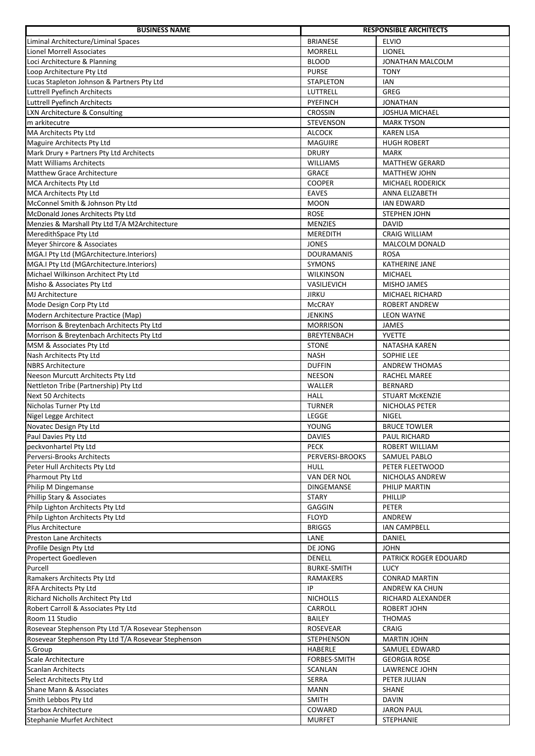| BUSINESS NAME | RESPONSIBLE ARCHITECTS | |
|---|---|---|
| Liminal Architecture/Liminal Spaces | BRIANESE | ELVIO |
| Lionel Morrell Associates | MORRELL | LIONEL |
| Loci Architecture & Planning | BLOOD | JONATHAN MALCOLM |
| Loop Architecture Pty Ltd | PURSE | TONY |
| Lucas Stapleton Johnson & Partners Pty Ltd | STAPLETON | IAN |
| Luttrell Pyefinch Architects | LUTTRELL | GREG |
| Luttrell Pyefinch Architects | PYEFINCH | JONATHAN |
| LXN Architecture & Consulting | CROSSIN | JOSHUA MICHAEL |
| m arkitecutre | STEVENSON | MARK TYSON |
| MA Architects Pty Ltd | ALCOCK | KAREN LISA |
| Maguire Architects Pty Ltd | MAGUIRE | HUGH ROBERT |
| Mark Drury + Partners Pty Ltd Architects | DRURY | MARK |
| Matt Williams Architects | WILLIAMS | MATTHEW GERARD |
| Matthew Grace Architecture | GRACE | MATTHEW JOHN |
| MCA Architects Pty Ltd | COOPER | MICHAEL RODERICK |
| MCA Architects Pty Ltd | EAVES | ANNA ELIZABETH |
| McConnel Smith & Johnson Pty Ltd | MOON | IAN EDWARD |
| McDonald Jones Architects Pty Ltd | ROSE | STEPHEN JOHN |
| Menzies & Marshall Pty Ltd T/A M2Architecture | MENZIES | DAVID |
| MeredithSpace Pty Ltd | MEREDITH | CRAIG WILLIAM |
| Meyer Shircore & Associates | JONES | MALCOLM DONALD |
| MGA.I Pty Ltd (MGArchitecture.Interiors) | DOURAMANIS | ROSA |
| MGA.I Pty Ltd (MGArchitecture.Interiors) | SYMONS | KATHERINE JANE |
| Michael Wilkinson Architect Pty Ltd | WILKINSON | MICHAEL |
| Misho & Associates Pty Ltd | VASILJEVICH | MISHO JAMES |
| MJ Architecture | JIRKU | MICHAEL RICHARD |
| Mode Design Corp Pty Ltd | McCRAY | ROBERT ANDREW |
| Modern Architecture Practice (Map) | JENKINS | LEON WAYNE |
| Morrison & Breytenbach Architects Pty Ltd | MORRISON | JAMES |
| Morrison & Breytenbach Architects Pty Ltd | BREYTENBACH | YVETTE |
| MSM & Associates Pty Ltd | STONE | NATASHA KAREN |
| Nash Architects Pty Ltd | NASH | SOPHIE LEE |
| NBRS Architecture | DUFFIN | ANDREW THOMAS |
| Neeson Murcutt Architects Pty Ltd | NEESON | RACHEL MAREE |
| Nettleton Tribe (Partnership) Pty Ltd | WALLER | BERNARD |
| Next 50 Architects | HALL | STUART McKENZIE |
| Nicholas Turner Pty Ltd | TURNER | NICHOLAS PETER |
| Nigel Legge Architect | LEGGE | NIGEL |
| Novatec Design Pty Ltd | YOUNG | BRUCE TOWLER |
| Paul Davies Pty Ltd | DAVIES | PAUL RICHARD |
| peckvonhartel Pty Ltd | PECK | ROBERT WILLIAM |
| Perversi-Brooks Architects | PERVERSI-BROOKS | SAMUEL PABLO |
| Peter Hull Architects Pty Ltd | HULL | PETER FLEETWOOD |
| Pharmout Pty Ltd | VAN DER NOL | NICHOLAS ANDREW |
| Philip M Dingemanse | DINGEMANSE | PHILIP MARTIN |
| Phillip Stary & Associates | STARY | PHILLIP |
| Philp Lighton Architects Pty Ltd | GAGGIN | PETER |
| Philp Lighton Architects Pty Ltd | FLOYD | ANDREW |
| Plus Architecture | BRIGGS | IAN CAMPBELL |
| Preston Lane Architects | LANE | DANIEL |
| Profile Design Pty Ltd | DE JONG | JOHN |
| Propertect Goedleven | DENELL | PATRICK ROGER EDOUARD |
| Purcell | BURKE-SMITH | LUCY |
| Ramakers Architects Pty Ltd | RAMAKERS | CONRAD MARTIN |
| RFA Architects Pty Ltd | IP | ANDREW KA CHUN |
| Richard Nicholls Architect Pty Ltd | NICHOLLS | RICHARD ALEXANDER |
| Robert Carroll & Associates Pty Ltd | CARROLL | ROBERT JOHN |
| Room 11 Studio | BAILEY | THOMAS |
| Rosevear Stephenson Pty Ltd T/A Rosevear Stephenson | ROSEVEAR | CRAIG |
| Rosevear Stephenson Pty Ltd T/A Rosevear Stephenson | STEPHENSON | MARTIN JOHN |
| S.Group | HABERLE | SAMUEL EDWARD |
| Scale Architecture | FORBES-SMITH | GEORGIA ROSE |
| Scanlan Architects | SCANLAN | LAWRENCE JOHN |
| Select Architects Pty Ltd | SERRA | PETER JULIAN |
| Shane Mann & Associates | MANN | SHANE |
| Smith Lebbos Pty Ltd | SMITH | DAVIN |
| Starbox Architecture | COWARD | JARON PAUL |
| Stephanie Murfet Architect | MURFET | STEPHANIE |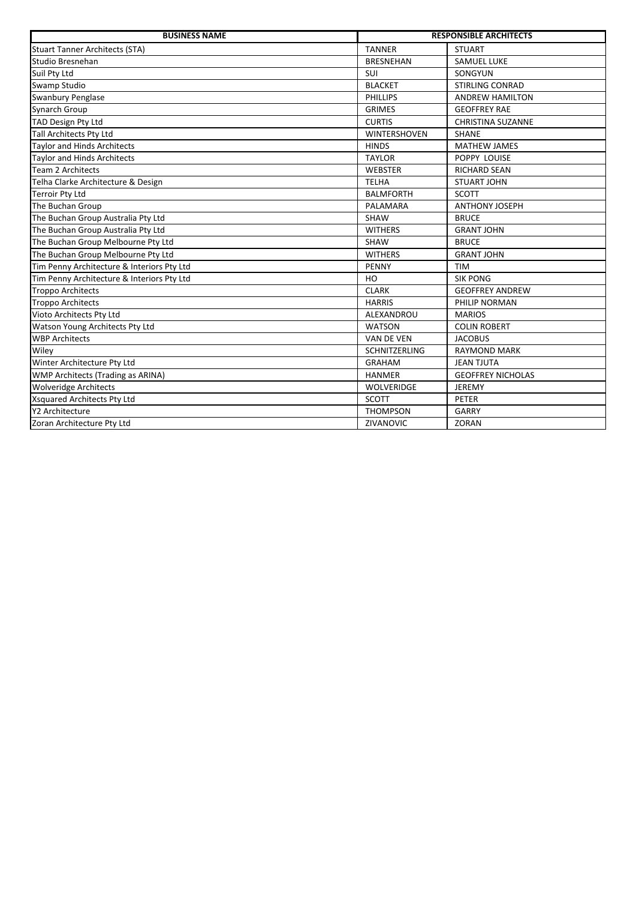| BUSINESS NAME | RESPONSIBLE ARCHITECTS | |
|---|---|---|
| Stuart Tanner Architects (STA) | TANNER | STUART |
| Studio Bresnehan | BRESNEHAN | SAMUEL LUKE |
| Suil Pty Ltd | SUI | SONGYUN |
| Swamp Studio | BLACKET | STIRLING CONRAD |
| Swanbury Penglase | PHILLIPS | ANDREW HAMILTON |
| Synarch Group | GRIMES | GEOFFREY RAE |
| TAD Design Pty Ltd | CURTIS | CHRISTINA SUZANNE |
| Tall Architects Pty Ltd | WINTERSHOVEN | SHANE |
| Taylor and Hinds Architects | HINDS | MATHEW JAMES |
| Taylor and Hinds Architects | TAYLOR | POPPY LOUISE |
| Team 2 Architects | WEBSTER | RICHARD SEAN |
| Telha Clarke Architecture & Design | TELHA | STUART JOHN |
| Terroir Pty Ltd | BALMFORTH | SCOTT |
| The Buchan Group | PALAMARA | ANTHONY JOSEPH |
| The Buchan Group Australia Pty Ltd | SHAW | BRUCE |
| The Buchan Group Australia Pty Ltd | WITHERS | GRANT JOHN |
| The Buchan Group Melbourne Pty Ltd | SHAW | BRUCE |
| The Buchan Group Melbourne Pty Ltd | WITHERS | GRANT JOHN |
| Tim Penny Architecture & Interiors Pty Ltd | PENNY | TIM |
| Tim Penny Architecture & Interiors Pty Ltd | HO | SIK PONG |
| Troppo Architects | CLARK | GEOFFREY ANDREW |
| Troppo Architects | HARRIS | PHILIP NORMAN |
| Vioto Architects Pty Ltd | ALEXANDROU | MARIOS |
| Watson Young Architects Pty Ltd | WATSON | COLIN ROBERT |
| WBP Architects | VAN DE VEN | JACOBUS |
| Wiley | SCHNITZERLING | RAYMOND MARK |
| Winter Architecture Pty Ltd | GRAHAM | JEAN TJUTA |
| WMP Architects (Trading as ARINA) | HANMER | GEOFFREY NICHOLAS |
| Wolveridge Architects | WOLVERIDGE | JEREMY |
| Xsquared Architects Pty Ltd | SCOTT | PETER |
| Y2 Architecture | THOMPSON | GARRY |
| Zoran Architecture Pty Ltd | ZIVANOVIC | ZORAN |